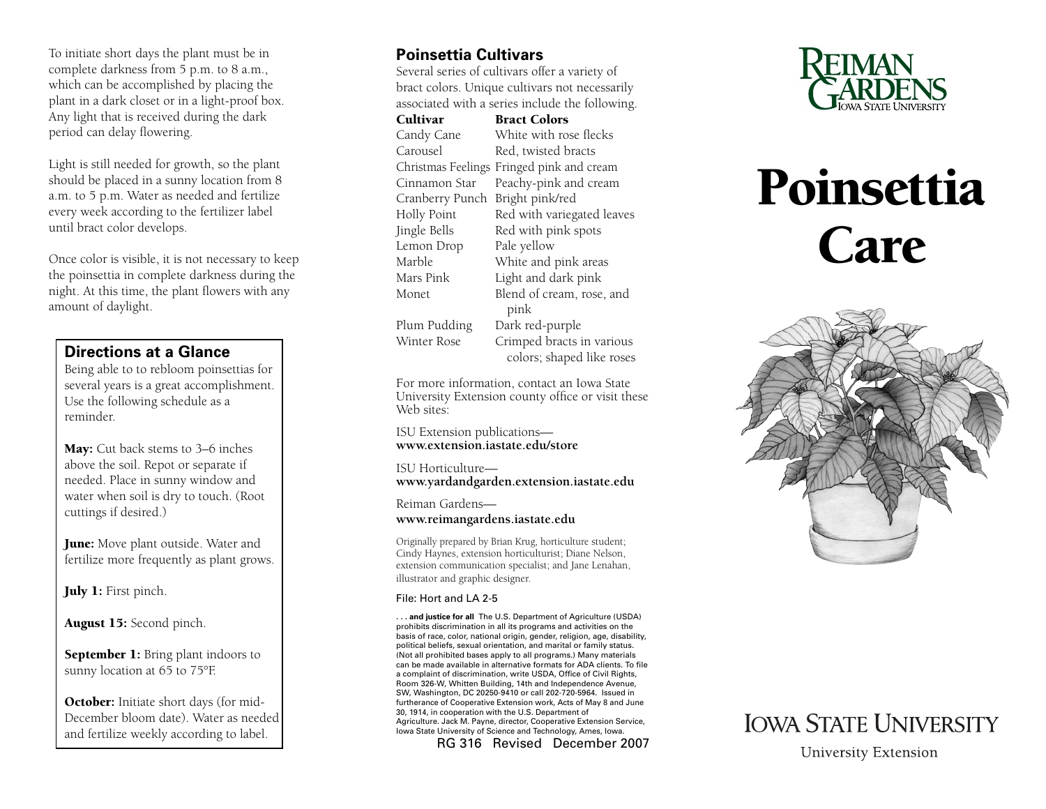To initiate short days the plant must be in complete darkness from 5 p.m. to 8 a.m., which can be accomplished by placing the plant in a dark closet or in a light-proof box. Any light that is received during the dark period can delay flowering.

Light is still needed for growth, so the plant should be placed in a sunny location from 8 a.m. to 5 p.m. Water as needed and fertilize every week according to the fertilizer label until bract color develops.

Once color is visible, it is not necessary to keep the poinsettia in complete darkness during the night. At this time, the plant flowers with any amount of daylight.

## Directions at a Glance

Being able to to rebloom poinsettias for several years is a great accomplishment. Use the following schedule as a reminder.

**May:** Cut back stems to 3–6 inches above the soil. Repot or separate if needed. Place in sunny window and water when soil is dry to touch. (Root cuttings if desired.)

**June:** Move plant outside. Water and fertilize more frequently as plant grows.

**July 1:** First pinch.

**August 15:** Second pinch.

**September 1:** Bring plant indoors to sunny location at 65 to 75°F.

**October:** Initiate short days (for mid-December bloom date). Water as needed and fertilize weekly according to label.

## Poinsettia Cultivars

Several series of cultivars offer a variety of bract colors. Unique cultivars not necessarily associated with a series include the following.

| Cultivar | Bract Colors |
|---|---|
| Candy Cane | White with rose flecks |
| Carousel | Red, twisted bracts |
| Christmas Feelings | Fringed pink and cream |
| Cinnamon Star | Peachy-pink and cream |
| Cranberry Punch | Bright pink/red |
| Holly Point | Red with variegated leaves |
| Jingle Bells | Red with pink spots |
| Lemon Drop | Pale yellow |
| Marble | White and pink areas |
| Mars Pink | Light and dark pink |
| Monet | Blend of cream, rose, and pink |
| Plum Pudding | Dark red-purple |
| Winter Rose | Crimped bracts in various colors; shaped like roses |

For more information, contact an Iowa State University Extension county office or visit these Web sites:

ISU Extension publications—
**www.extension.iastate.edu/store**

ISU Horticulture—
**www.yardandgarden.extension.iastate.edu**

Reiman Gardens—
**www.reimangardens.iastate.edu**

Originally prepared by Brian Krug, horticulture student; Cindy Haynes, extension horticulturist; Diane Nelson, extension communication specialist; and Jane Lenahan, illustrator and graphic designer.

File: Hort and LA 2-5

**. . . and justice for all** The U.S. Department of Agriculture (USDA) prohibits discrimination in all its programs and activities on the basis of race, color, national origin, gender, religion, age, disability, political beliefs, sexual orientation, and marital or family status. (Not all prohibited bases apply to all programs.) Many materials can be made available in alternative formats for ADA clients. To file a complaint of discrimination, write USDA, Office of Civil Rights, Room 326-W, Whitten Building, 14th and Independence Avenue, SW, Washington, DC 20250-9410 or call 202-720-5964. Issued in furtherance of Cooperative Extension work, Acts of May 8 and June 30, 1914, in cooperation with the U.S. Department of Agriculture. Jack M. Payne, director, Cooperative Extension Service, Iowa State University of Science and Technology, Ames, Iowa.

RG 316 Revised December 2007

Reiman Gardens
Iowa State University

# Poinsettia Care

Iowa State University
University Extension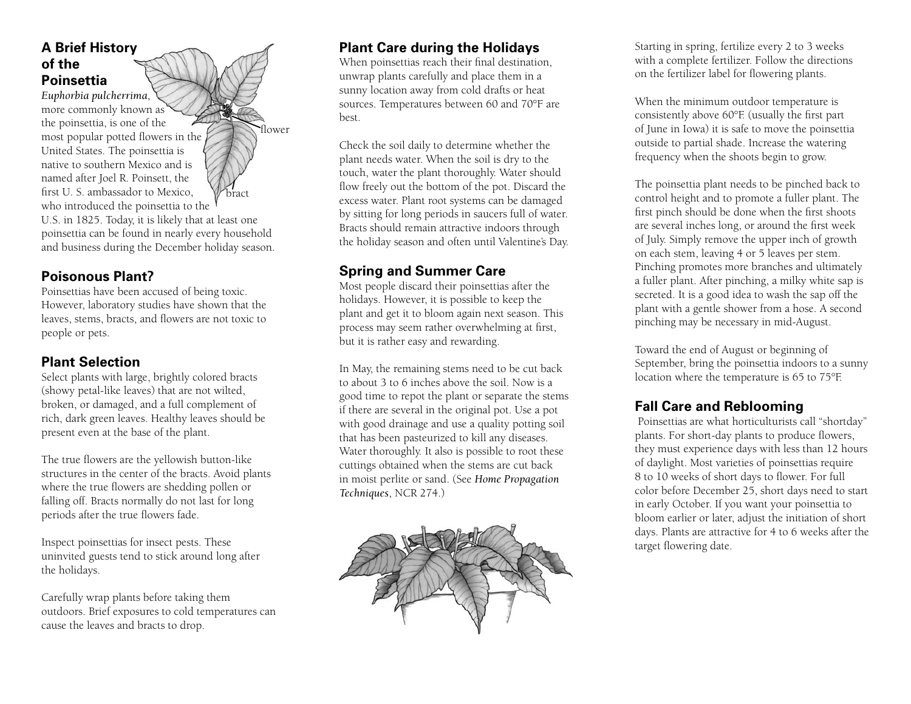## A Brief History of the Poinsettia

*Euphorbia pulcherrima*, more commonly known as the poinsettia, is one of the most popular potted flowers in the United States. The poinsettia is native to southern Mexico and is named after Joel R. Poinsett, the first U. S. ambassador to Mexico, who introduced the poinsettia to the U.S. in 1825. Today, it is likely that at least one poinsettia can be found in nearly every household and business during the December holiday season.

flower

bract

## Poisonous Plant?

Poinsettias have been accused of being toxic. However, laboratory studies have shown that the leaves, stems, bracts, and flowers are not toxic to people or pets.

## Plant Selection

Select plants with large, brightly colored bracts (showy petal-like leaves) that are not wilted, broken, or damaged, and a full complement of rich, dark green leaves. Healthy leaves should be present even at the base of the plant.

The true flowers are the yellowish button-like structures in the center of the bracts. Avoid plants where the true flowers are shedding pollen or falling off. Bracts normally do not last for long periods after the true flowers fade.

Inspect poinsettias for insect pests. These uninvited guests tend to stick around long after the holidays.

Carefully wrap plants before taking them outdoors. Brief exposures to cold temperatures can cause the leaves and bracts to drop.

## Plant Care during the Holidays

When poinsettias reach their final destination, unwrap plants carefully and place them in a sunny location away from cold drafts or heat sources. Temperatures between 60 and 70°F are best.

Check the soil daily to determine whether the plant needs water. When the soil is dry to the touch, water the plant thoroughly. Water should flow freely out the bottom of the pot. Discard the excess water. Plant root systems can be damaged by sitting for long periods in saucers full of water. Bracts should remain attractive indoors through the holiday season and often until Valentine's Day.

## Spring and Summer Care

Most people discard their poinsettias after the holidays. However, it is possible to keep the plant and get it to bloom again next season. This process may seem rather overwhelming at first, but it is rather easy and rewarding.

In May, the remaining stems need to be cut back to about 3 to 6 inches above the soil. Now is a good time to repot the plant or separate the stems if there are several in the original pot. Use a pot with good drainage and use a quality potting soil that has been pasteurized to kill any diseases. Water thoroughly. It also is possible to root these cuttings obtained when the stems are cut back in moist perlite or sand. (See *Home Propagation Techniques*, NCR 274.)

Starting in spring, fertilize every 2 to 3 weeks with a complete fertilizer. Follow the directions on the fertilizer label for flowering plants.

When the minimum outdoor temperature is consistently above 60°F. (usually the first part of June in Iowa) it is safe to move the poinsettia outside to partial shade. Increase the watering frequency when the shoots begin to grow.

The poinsettia plant needs to be pinched back to control height and to promote a fuller plant. The first pinch should be done when the first shoots are several inches long, or around the first week of July. Simply remove the upper inch of growth on each stem, leaving 4 or 5 leaves per stem. Pinching promotes more branches and ultimately a fuller plant. After pinching, a milky white sap is secreted. It is a good idea to wash the sap off the plant with a gentle shower from a hose. A second pinching may be necessary in mid-August.

Toward the end of August or beginning of September, bring the poinsettia indoors to a sunny location where the temperature is 65 to 75°F.

## Fall Care and Reblooming

Poinsettias are what horticulturists call "shortday" plants. For short-day plants to produce flowers, they must experience days with less than 12 hours of daylight. Most varieties of poinsettias require 8 to 10 weeks of short days to flower. For full color before December 25, short days need to start in early October. If you want your poinsettia to bloom earlier or later, adjust the initiation of short days. Plants are attractive for 4 to 6 weeks after the target flowering date.